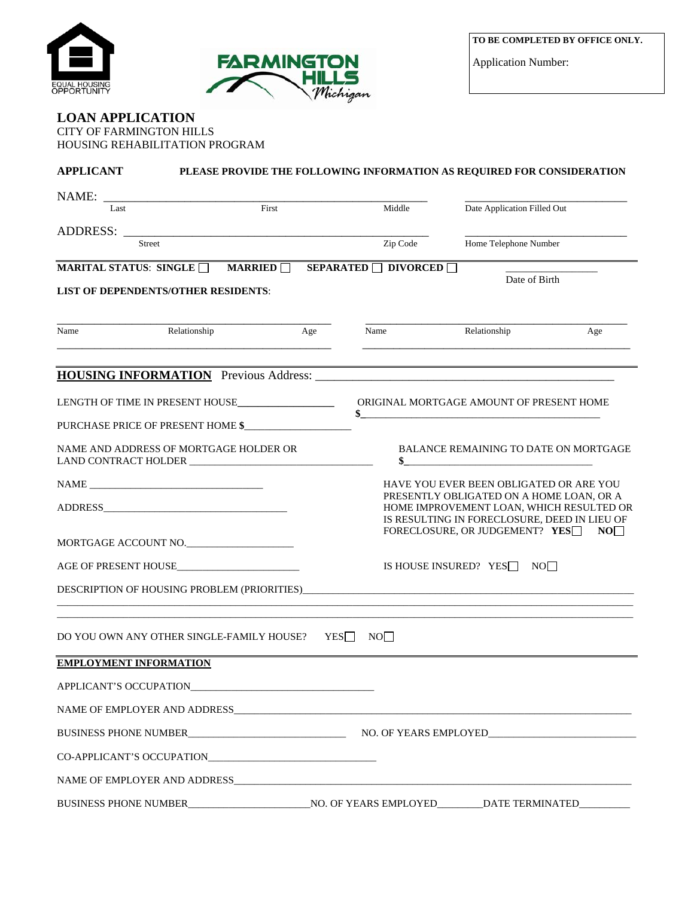EQUAL HOUSING OPPORTUNITY

FARMINGTON HILLS Michigan

**TO BE COMPLETED BY OFFICE ONLY.**

Application Number:

# LOAN APPLICATION

CITY OF FARMINGTON HILLS
HOUSING REHABILITATION PROGRAM

**APPLICANT** **PLEASE PROVIDE THE FOLLOWING INFORMATION AS REQUIRED FOR CONSIDERATION**

NAME: ____________________________________________ ______________________
Last First Middle Date Application Filled Out

ADDRESS: __________________________________________ ______________________
Street Zip Code Home Telephone Number

**MARITAL STATUS: SINGLE ☐ MARRIED ☐ SEPARATED ☐ DIVORCED ☐** ______________ Date of Birth

**LIST OF DEPENDENTS/OTHER RESIDENTS**:

| Name | Relationship | Age | Name | Relationship | Age |
|---|---|---|---|---|---|
| | | | | | |
| | | | | | |

**HOUSING INFORMATION** Previous Address: ____________________________________________

LENGTH OF TIME IN PRESENT HOUSE________________

ORIGINAL MORTGAGE AMOUNT OF PRESENT HOME $________________________________

PURCHASE PRICE OF PRESENT HOME $__________________

NAME AND ADDRESS OF MORTGAGE HOLDER OR LAND CONTRACT HOLDER ______________________________

BALANCE REMAINING TO DATE ON MORTGAGE $______________________________

NAME ______________________________

ADDRESS________________________________

HAVE YOU EVER BEEN OBLIGATED OR ARE YOU PRESENTLY OBLIGATED ON A HOME LOAN, OR A HOME IMPROVEMENT LOAN, WHICH RESULTED OR IS RESULTING IN FORECLOSURE, DEED IN LIEU OF FORECLOSURE, OR JUDGEMENT? **YES☐ NO☐**

MORTGAGE ACCOUNT NO.__________________

AGE OF PRESENT HOUSE_____________________

IS HOUSE INSURED? YES☐ NO☐

DESCRIPTION OF HOUSING PROBLEM (PRIORITIES)______________________________________________
______________________________________________________________________________
______________________________________________________________________________

DO YOU OWN ANY OTHER SINGLE-FAMILY HOUSE? YES☐ NO☐

**EMPLOYMENT INFORMATION**

APPLICANT'S OCCUPATION________________________________

NAME OF EMPLOYER AND ADDRESS______________________________________________________

BUSINESS PHONE NUMBER___________________________ NO. OF YEARS EMPLOYED__________________

CO-APPLICANT'S OCCUPATION____________________________

NAME OF EMPLOYER AND ADDRESS______________________________________________________

BUSINESS PHONE NUMBER____________________NO. OF YEARS EMPLOYED________DATE TERMINATED_________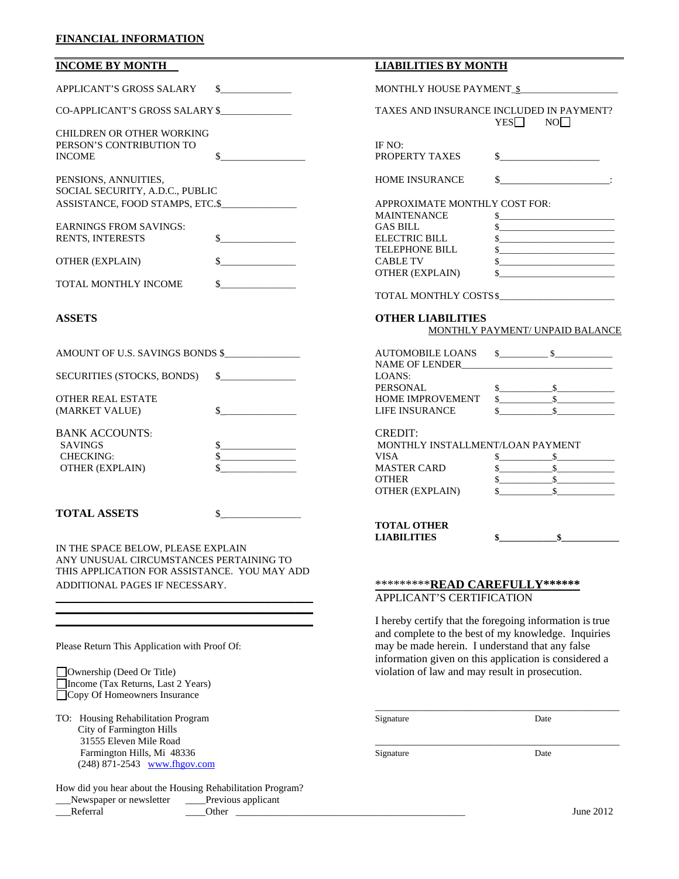**FINANCIAL INFORMATION**

## INCOME BY MONTH

APPLICANT'S GROSS SALARY $______________

CO-APPLICANT'S GROSS SALARY $______________

CHILDREN OR OTHER WORKING PERSON'S CONTRIBUTION TO INCOME $________________

PENSIONS, ANNUITIES, SOCIAL SECURITY, A.D.C., PUBLIC ASSISTANCE, FOOD STAMPS, ETC.$______________

EARNINGS FROM SAVINGS: RENTS, INTERESTS $______________

OTHER (EXPLAIN) $______________

TOTAL MONTHLY INCOME $______________

## ASSETS

AMOUNT OF U.S. SAVINGS BONDS $______________

SECURITIES (STOCKS, BONDS) $______________

OTHER REAL ESTATE (MARKET VALUE) $______________

BANK ACCOUNTS:
- SAVINGS $______________
- CHECKING: $______________
- OTHER (EXPLAIN) $______________

**TOTAL ASSETS** $_______________

IN THE SPACE BELOW, PLEASE EXPLAIN ANY UNUSUAL CIRCUMSTANCES PERTAINING TO THIS APPLICATION FOR ASSISTANCE. YOU MAY ADD ADDITIONAL PAGES IF NECESSARY.

_______________________________________________

_______________________________________________

_______________________________________________

Please Return This Application with Proof Of:

☐ Ownership (Deed Or Title)
☐ Income (Tax Returns, Last 2 Years)
☐ Copy Of Homeowners Insurance

TO: Housing Rehabilitation Program
City of Farmington Hills
31555 Eleven Mile Road
Farmington Hills, Mi 48336
(248) 871-2543 www.fhgov.com

How did you hear about the Housing Rehabilitation Program?
___Newspaper or newsletter ____Previous applicant
___Referral ____Other _____________________________________________

## LIABILITIES BY MONTH

MONTHLY HOUSE PAYMENT $__________________

TAXES AND INSURANCE INCLUDED IN PAYMENT? YES☐ NO☐

IF NO:
PROPERTY TAXES $___________________
HOME INSURANCE $_____________________:

APPROXIMATE MONTHLY COST FOR:
- MAINTENANCE $______________________
- GAS BILL $______________________
- ELECTRIC BILL $______________________
- TELEPHONE BILL $______________________
- CABLE TV $______________________
- OTHER (EXPLAIN) $______________________

TOTAL MONTHLY COSTS $______________________

## OTHER LIABILITIES

| | MONTHLY PAYMENT/ | UNPAID BALANCE |
|---|---|---|
| AUTOMOBILE LOANS | $__________ | $____________ |
| NAME OF LENDER______________________________ | | |
| LOANS: | | |
| PERSONAL | $__________ | $____________ |
| HOME IMPROVEMENT | $__________ | $____________ |
| LIFE INSURANCE | $__________ | $____________ |
| CREDIT: | | |
| MONTHLY INSTALLMENT/LOAN PAYMENT | | |
| VISA | $__________ | $____________ |
| MASTER CARD | $__________ | $____________ |
| OTHER | $__________ | $____________ |
| OTHER (EXPLAIN) | $__________ | $____________ |
| **TOTAL OTHER LIABILITIES** | **$____________** | **$____________** |

*********READ CAREFULLY******
APPLICANT'S CERTIFICATION

I hereby certify that the foregoing information is true and complete to the best of my knowledge. Inquiries may be made herein. I understand that any false information given on this application is considered a violation of law and may result in prosecution.

_______________________________________________
Signature Date

_______________________________________________
Signature Date

June 2012